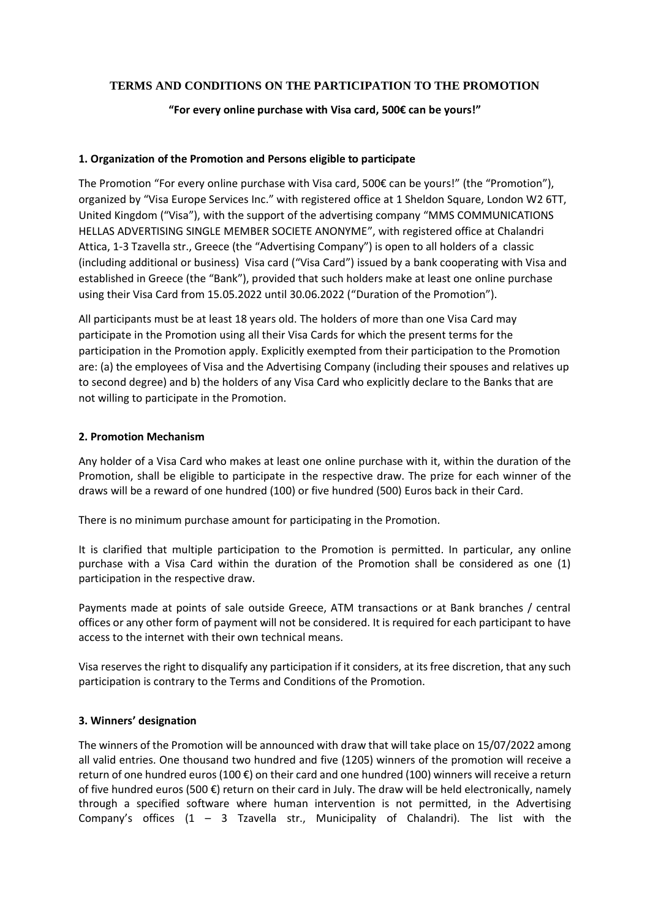# TERMS AND CONDITIONS ON THE PARTICIPATION TO THE PROMOTION

**"For every online purchase with Visa card, 500€ can be yours!"**

## 1. Organization of the Promotion and Persons eligible to participate

The Promotion "For every online purchase with Visa card, 500€ can be yours!" (the "Promotion"), organized by "Visa Europe Services Inc." with registered office at 1 Sheldon Square, London W2 6TT, United Kingdom ("Visa"), with the support of the advertising company "MMS COMMUNICATIONS HELLAS ADVERTISING SINGLE MEMBER SOCIETE ANONYME", with registered office at Chalandri Attica, 1-3 Tzavella str., Greece (the "Advertising Company") is open to all holders of a classic (including additional or business) Visa card ("Visa Card") issued by a bank cooperating with Visa and established in Greece (the "Bank"), provided that such holders make at least one online purchase using their Visa Card from 15.05.2022 until 30.06.2022 ("Duration of the Promotion").

All participants must be at least 18 years old. The holders of more than one Visa Card may participate in the Promotion using all their Visa Cards for which the present terms for the participation in the Promotion apply. Explicitly exempted from their participation to the Promotion are: (a) the employees of Visa and the Advertising Company (including their spouses and relatives up to second degree) and b) the holders of any Visa Card who explicitly declare to the Banks that are not willing to participate in the Promotion.

## 2. Promotion Mechanism

Any holder of a Visa Card who makes at least one online purchase with it, within the duration of the Promotion, shall be eligible to participate in the respective draw. The prize for each winner of the draws will be a reward of one hundred (100) or five hundred (500) Euros back in their Card.

There is no minimum purchase amount for participating in the Promotion.

It is clarified that multiple participation to the Promotion is permitted. In particular, any online purchase with a Visa Card within the duration of the Promotion shall be considered as one (1) participation in the respective draw.

Payments made at points of sale outside Greece, ATM transactions or at Bank branches / central offices or any other form of payment will not be considered. It is required for each participant to have access to the internet with their own technical means.

Visa reserves the right to disqualify any participation if it considers, at its free discretion, that any such participation is contrary to the Terms and Conditions of the Promotion.

## 3. Winners' designation

The winners of the Promotion will be announced with draw that will take place on 15/07/2022 among all valid entries. One thousand two hundred and five (1205) winners of the promotion will receive a return of one hundred euros (100 €) on their card and one hundred (100) winners will receive a return of five hundred euros (500 €) return on their card in July. The draw will be held electronically, namely through a specified software where human intervention is not permitted, in the Advertising Company's offices (1 – 3 Tzavella str., Municipality of Chalandri). The list with the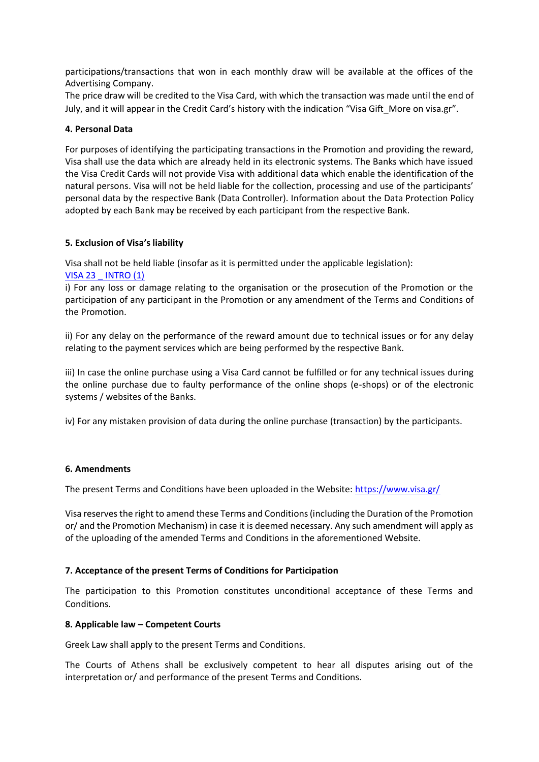participations/transactions that won in each monthly draw will be available at the offices of the Advertising Company.

The price draw will be credited to the Visa Card, with which the transaction was made until the end of July, and it will appear in the Credit Card's history with the indication "Visa Gift_More on visa.gr".

**4. Personal Data**

For purposes of identifying the participating transactions in the Promotion and providing the reward, Visa shall use the data which are already held in its electronic systems. The Banks which have issued the Visa Credit Cards will not provide Visa with additional data which enable the identification of the natural persons. Visa will not be held liable for the collection, processing and use of the participants' personal data by the respective Bank (Data Controller). Information about the Data Protection Policy adopted by each Bank may be received by each participant from the respective Bank.

**5. Exclusion of Visa's liability**

Visa shall not be held liable (insofar as it is permitted under the applicable legislation):

VISA 23 _ INTRO (1)

i) For any loss or damage relating to the organisation or the prosecution of the Promotion or the participation of any participant in the Promotion or any amendment of the Terms and Conditions of the Promotion.

ii) For any delay on the performance of the reward amount due to technical issues or for any delay relating to the payment services which are being performed by the respective Bank.

iii) In case the online purchase using a Visa Card cannot be fulfilled or for any technical issues during the online purchase due to faulty performance of the online shops (e-shops) or of the electronic systems / websites of the Banks.

iv) For any mistaken provision of data during the online purchase (transaction) by the participants.

**6. Amendments**

The present Terms and Conditions have been uploaded in the Website: https://www.visa.gr/

Visa reserves the right to amend these Terms and Conditions (including the Duration of the Promotion or/ and the Promotion Mechanism) in case it is deemed necessary. Any such amendment will apply as of the uploading of the amended Terms and Conditions in the aforementioned Website.

**7. Acceptance of the present Terms of Conditions for Participation**

The participation to this Promotion constitutes unconditional acceptance of these Terms and Conditions.

**8. Applicable law – Competent Courts**

Greek Law shall apply to the present Terms and Conditions.

The Courts of Athens shall be exclusively competent to hear all disputes arising out of the interpretation or/ and performance of the present Terms and Conditions.